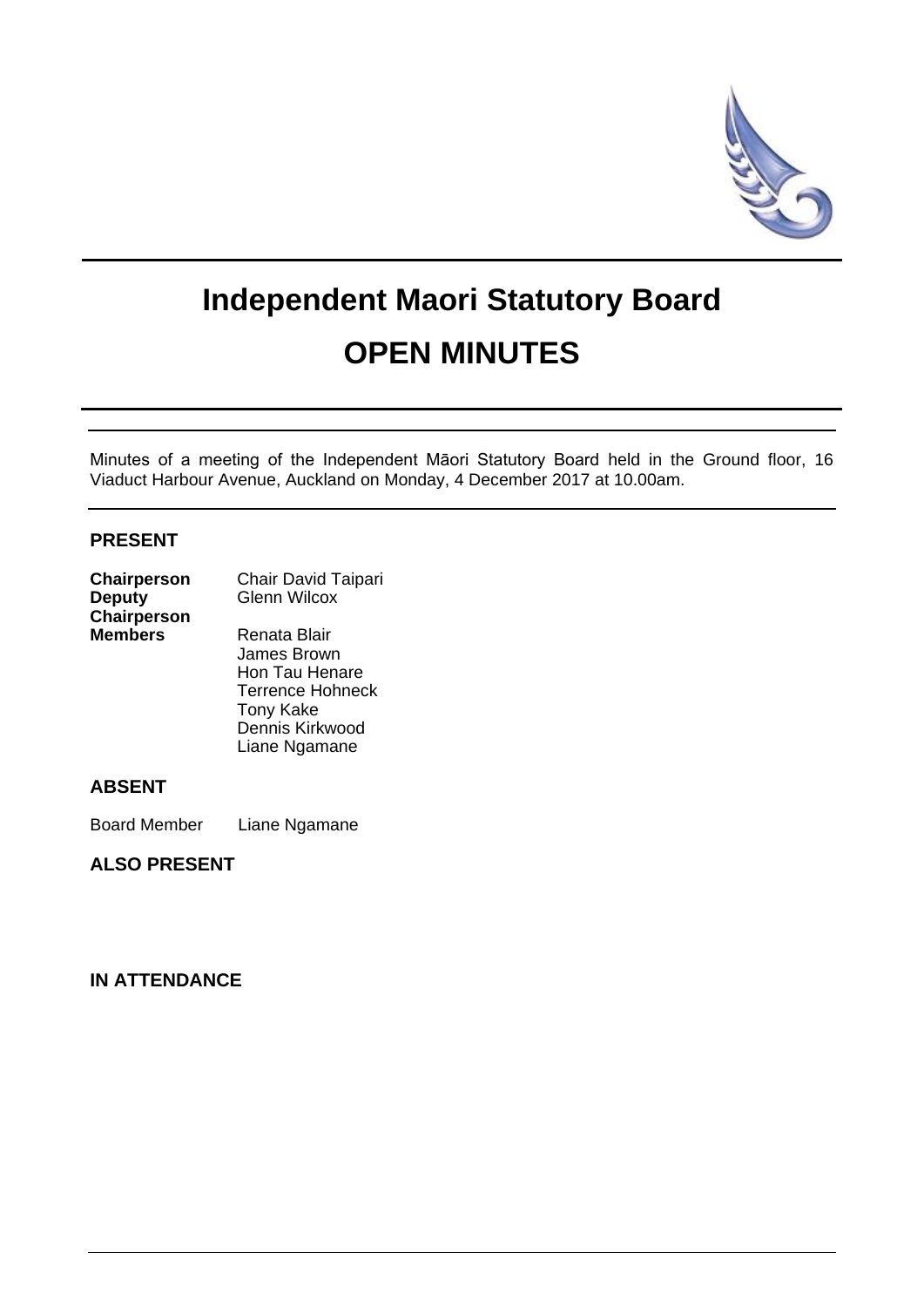# Independent Maori Statutory Board

# OPEN MINUTES

Minutes of a meeting of the Independent Māori Statutory Board held in the Ground floor, 16 Viaduct Harbour Avenue, Auckland on Monday, 4 December 2017 at 10.00am.

## PRESENT

| | |
|---|---|
| **Chairperson** | Chair David Taipari |
| **Deputy Chairperson** | Glenn Wilcox |
| **Members** | Renata Blair |
| | James Brown |
| | Hon Tau Henare |
| | Terrence Hohneck |
| | Tony Kake |
| | Dennis Kirkwood |
| | Liane Ngamane |

## ABSENT

Board Member Liane Ngamane

## ALSO PRESENT

## IN ATTENDANCE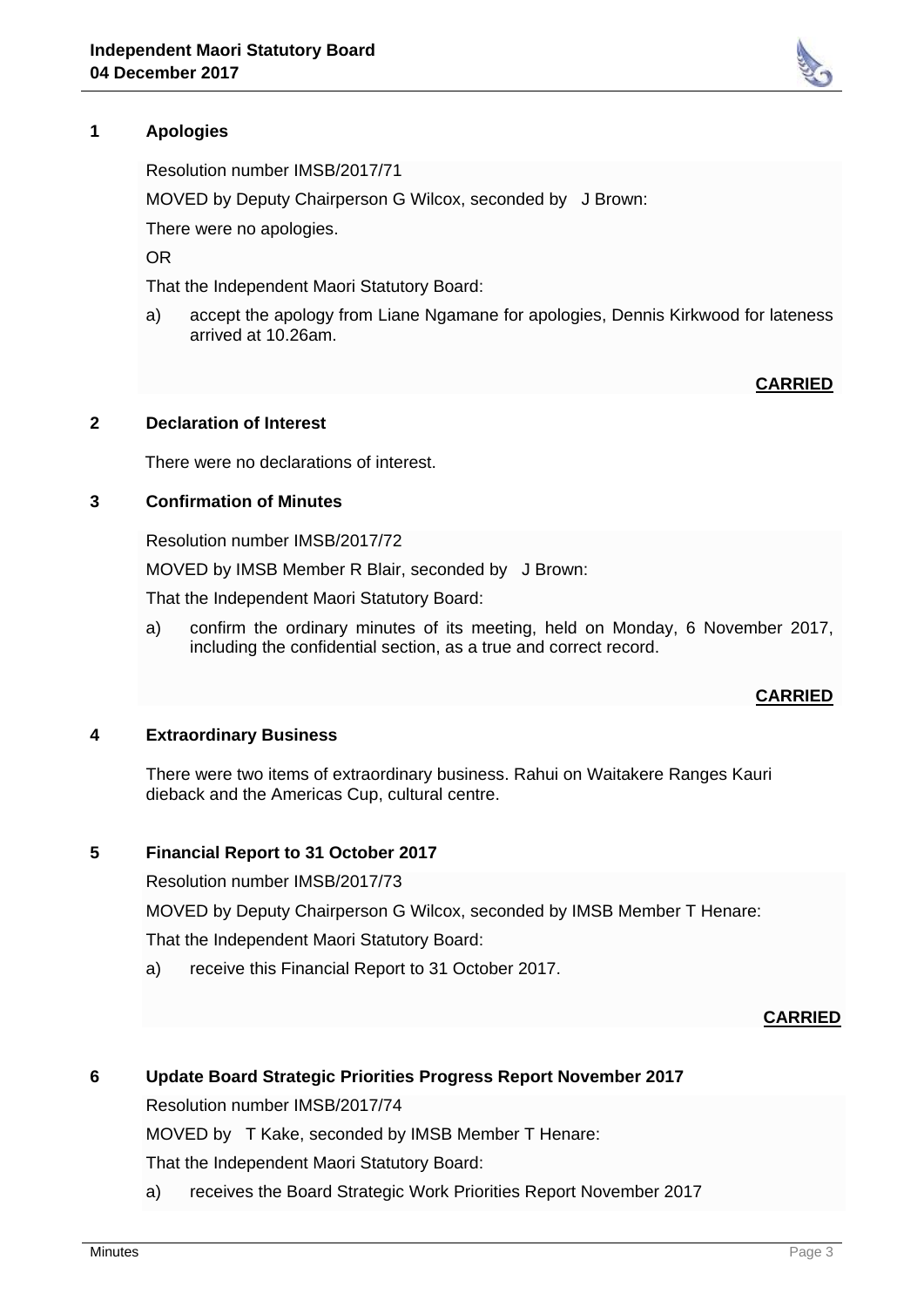## 1 Apologies

Resolution number IMSB/2017/71

MOVED by Deputy Chairperson G Wilcox, seconded by J Brown:

There were no apologies.

OR

That the Independent Maori Statutory Board:

a) accept the apology from Liane Ngamane for apologies, Dennis Kirkwood for lateness arrived at 10.26am.

**CARRIED**

## 2 Declaration of Interest

There were no declarations of interest.

## 3 Confirmation of Minutes

Resolution number IMSB/2017/72

MOVED by IMSB Member R Blair, seconded by J Brown:

That the Independent Maori Statutory Board:

a) confirm the ordinary minutes of its meeting, held on Monday, 6 November 2017, including the confidential section, as a true and correct record.

**CARRIED**

## 4 Extraordinary Business

There were two items of extraordinary business. Rahui on Waitakere Ranges Kauri dieback and the Americas Cup, cultural centre.

## 5 Financial Report to 31 October 2017

Resolution number IMSB/2017/73

MOVED by Deputy Chairperson G Wilcox, seconded by IMSB Member T Henare:

That the Independent Maori Statutory Board:

a) receive this Financial Report to 31 October 2017.

**CARRIED**

## 6 Update Board Strategic Priorities Progress Report November 2017

Resolution number IMSB/2017/74

MOVED by T Kake, seconded by IMSB Member T Henare:

That the Independent Maori Statutory Board:

a) receives the Board Strategic Work Priorities Report November 2017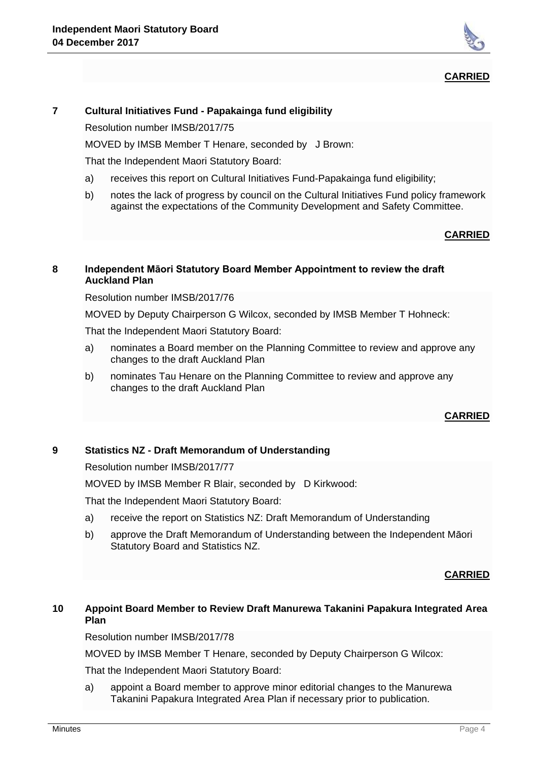**CARRIED**

## 7 Cultural Initiatives Fund - Papakainga fund eligibility

Resolution number IMSB/2017/75

MOVED by IMSB Member T Henare, seconded by  J Brown:

That the Independent Maori Statutory Board:

a) receives this report on Cultural Initiatives Fund-Papakainga fund eligibility;

b) notes the lack of progress by council on the Cultural Initiatives Fund policy framework against the expectations of the Community Development and Safety Committee.

**CARRIED**

## 8 Independent Māori Statutory Board Member Appointment to review the draft Auckland Plan

Resolution number IMSB/2017/76

MOVED by Deputy Chairperson G Wilcox, seconded by IMSB Member T Hohneck:

That the Independent Maori Statutory Board:

a) nominates a Board member on the Planning Committee to review and approve any changes to the draft Auckland Plan

b) nominates Tau Henare on the Planning Committee to review and approve any changes to the draft Auckland Plan

**CARRIED**

## 9 Statistics NZ - Draft Memorandum of Understanding

Resolution number IMSB/2017/77

MOVED by IMSB Member R Blair, seconded by  D Kirkwood:

That the Independent Maori Statutory Board:

a) receive the report on Statistics NZ: Draft Memorandum of Understanding

b) approve the Draft Memorandum of Understanding between the Independent Māori Statutory Board and Statistics NZ.

**CARRIED**

## 10 Appoint Board Member to Review Draft Manurewa Takanini Papakura Integrated Area Plan

Resolution number IMSB/2017/78

MOVED by IMSB Member T Henare, seconded by Deputy Chairperson G Wilcox:

That the Independent Maori Statutory Board:

a) appoint a Board member to approve minor editorial changes to the Manurewa Takanini Papakura Integrated Area Plan if necessary prior to publication.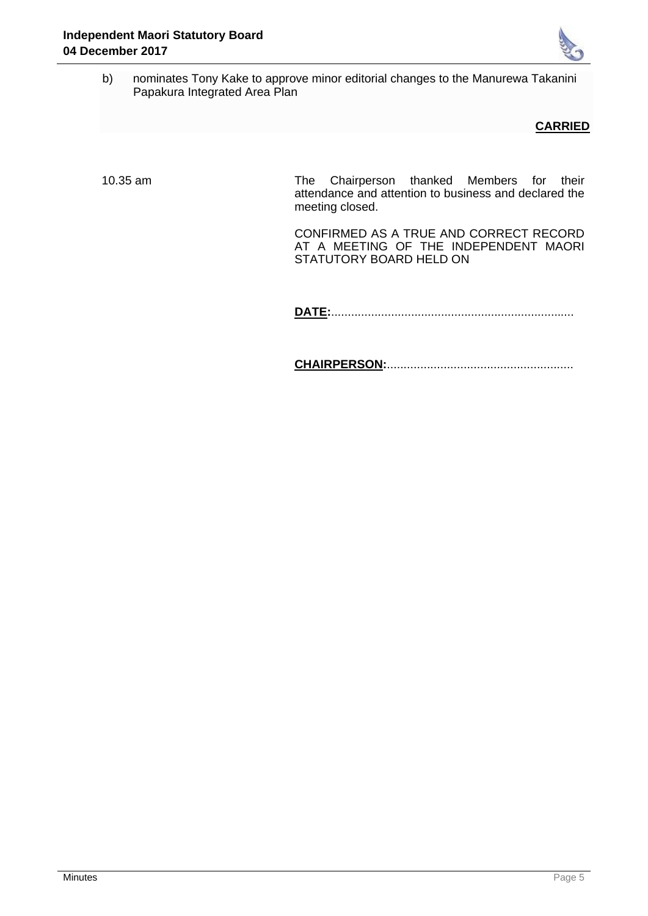b) nominates Tony Kake to approve minor editorial changes to the Manurewa Takanini Papakura Integrated Area Plan

**CARRIED**

10.35 am The Chairperson thanked Members for their attendance and attention to business and declared the meeting closed.

CONFIRMED AS A TRUE AND CORRECT RECORD AT A MEETING OF THE INDEPENDENT MAORI STATUTORY BOARD HELD ON

**DATE:**.........................................................................

**CHAIRPERSON:**........................................................